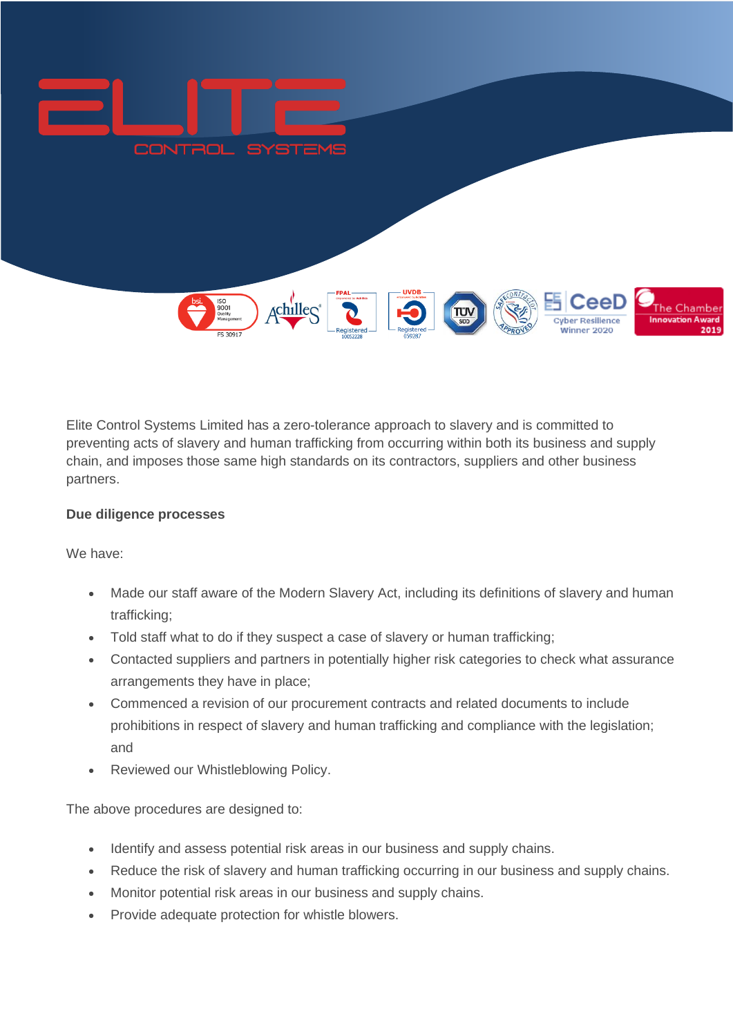# ELITE CONTROL SYSTEMS

Elite Control Systems Limited has a zero-tolerance approach to slavery and is committed to preventing acts of slavery and human trafficking from occurring within both its business and supply chain, and imposes those same high standards on its contractors, suppliers and other business partners.

**Due diligence processes**

We have:

- Made our staff aware of the Modern Slavery Act, including its definitions of slavery and human trafficking;
- Told staff what to do if they suspect a case of slavery or human trafficking;
- Contacted suppliers and partners in potentially higher risk categories to check what assurance arrangements they have in place;
- Commenced a revision of our procurement contracts and related documents to include prohibitions in respect of slavery and human trafficking and compliance with the legislation; and
- Reviewed our Whistleblowing Policy.

The above procedures are designed to:

- Identify and assess potential risk areas in our business and supply chains.
- Reduce the risk of slavery and human trafficking occurring in our business and supply chains.
- Monitor potential risk areas in our business and supply chains.
- Provide adequate protection for whistle blowers.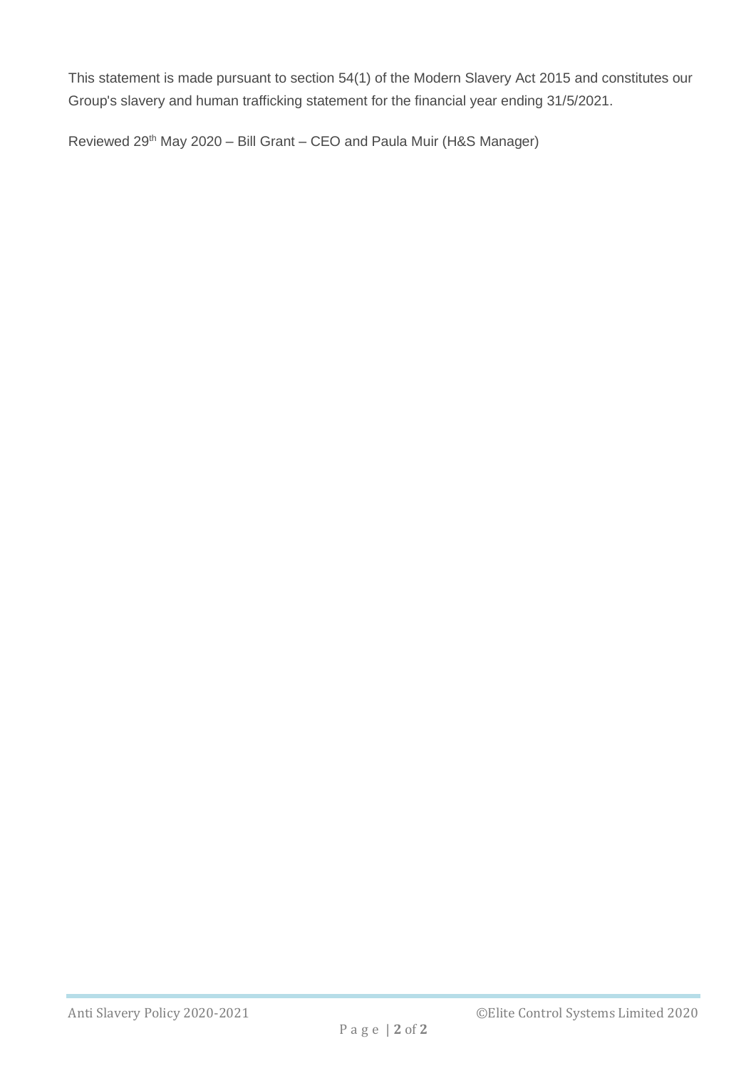This statement is made pursuant to section 54(1) of the Modern Slavery Act 2015 and constitutes our Group's slavery and human trafficking statement for the financial year ending 31/5/2021.

Reviewed 29th May 2020 – Bill Grant – CEO and Paula Muir (H&S Manager)